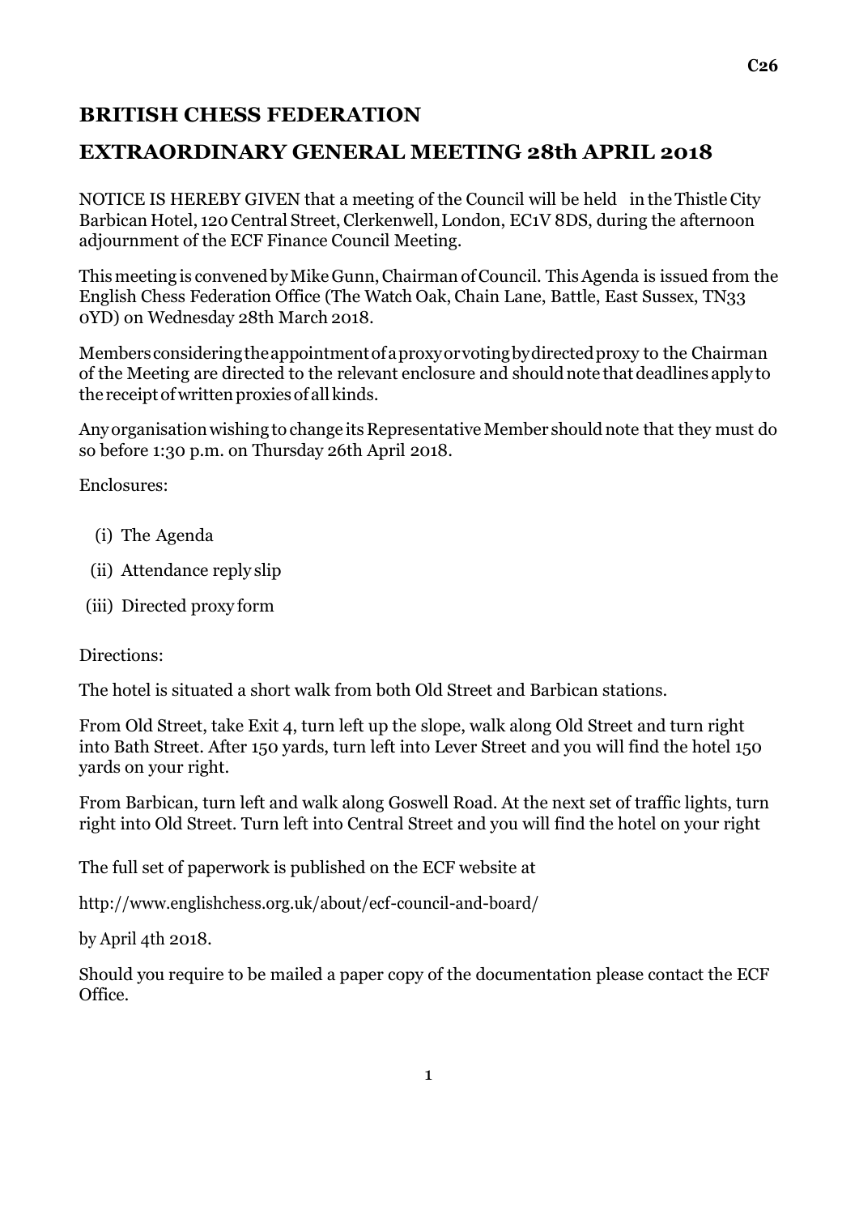C26

## BRITISH CHESS FEDERATION

## EXTRAORDINARY GENERAL MEETING 28th APRIL 2018

NOTICE IS HEREBY GIVEN that a meeting of the Council will be held in the Thistle City Barbican Hotel, 120 Central Street, Clerkenwell, London, EC1V 8DS, during the afternoon adjournment of the ECF Finance Council Meeting.

This meeting is convened by Mike Gunn, Chairman of Council. This Agenda is issued from the English Chess Federation Office (The Watch Oak, Chain Lane, Battle, East Sussex, TN33 0YD) on Wednesday 28th March 2018.

Members considering the appointment of a proxy or voting by directed proxy to the Chairman of the Meeting are directed to the relevant enclosure and should note that deadlines apply to the receipt of written proxies of all kinds.

Any organisation wishing to change its Representative Member should note that they must do so before 1:30 p.m. on Thursday 26th April 2018.

Enclosures:

(i) The Agenda

(ii) Attendance reply slip

(iii) Directed proxy form

Directions:

The hotel is situated a short walk from both Old Street and Barbican stations.

From Old Street, take Exit 4, turn left up the slope, walk along Old Street and turn right into Bath Street. After 150 yards, turn left into Lever Street and you will find the hotel 150 yards on your right.

From Barbican, turn left and walk along Goswell Road. At the next set of traffic lights, turn right into Old Street. Turn left into Central Street and you will find the hotel on your right

The full set of paperwork is published on the ECF website at

http://www.englishchess.org.uk/about/ecf-council-and-board/

by April 4th 2018.

Should you require to be mailed a paper copy of the documentation please contact the ECF Office.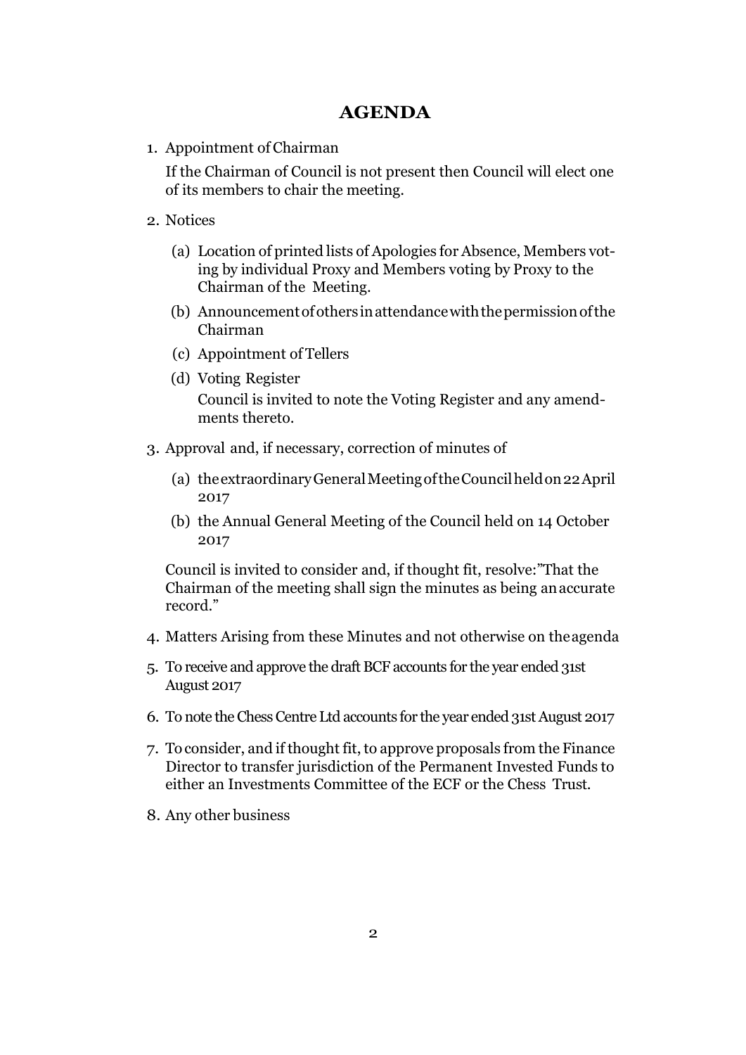# AGENDA

1. Appointment of Chairman

   If the Chairman of Council is not present then Council will elect one of its members to chair the meeting.

2. Notices

   (a) Location of printed lists of Apologies for Absence, Members voting by individual Proxy and Members voting by Proxy to the Chairman of the Meeting.

   (b) Announcement of others in attendance with the permission of the Chairman

   (c) Appointment of Tellers

   (d) Voting Register

   Council is invited to note the Voting Register and any amendments thereto.

3. Approval and, if necessary, correction of minutes of

   (a) the extraordinary General Meeting of the Council held on 22 April 2017

   (b) the Annual General Meeting of the Council held on 14 October 2017

   Council is invited to consider and, if thought fit, resolve:"That the Chairman of the meeting shall sign the minutes as being an accurate record."

4. Matters Arising from these Minutes and not otherwise on the agenda

5. To receive and approve the draft BCF accounts for the year ended 31st August 2017

6. To note the Chess Centre Ltd accounts for the year ended 31st August 2017

7. To consider, and if thought fit, to approve proposals from the Finance Director to transfer jurisdiction of the Permanent Invested Funds to either an Investments Committee of the ECF or the Chess Trust.

8. Any other business